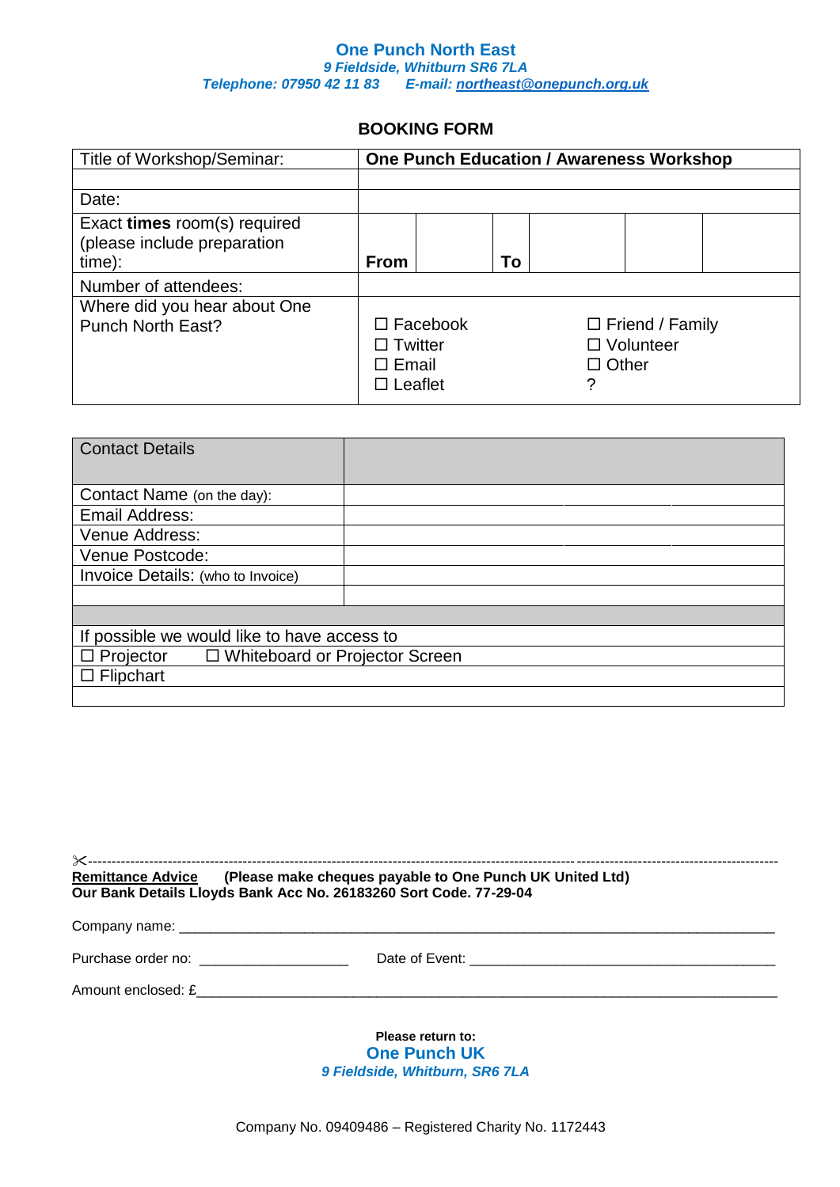**One Punch North East**
*9 Fieldside, Whitburn SR6 7LA*
*Telephone: 07950 42 11 83 E-mail: northeast@onepunch.org.uk*

## BOOKING FORM

| | | | | | | |
|---|---|---|---|---|---|---|
| Title of Workshop/Seminar: | **One Punch Education / Awareness Workshop** | | | | | |
| | | | | | | |
| Date: | | | | | | |
| Exact **times** room(s) required (please include preparation time): | **From** | | **To** | | | |
| Number of attendees: | | | | | | |
| Where did you hear about One Punch North East? | ☐ Facebook<br>☐ Twitter<br>☐ Email<br>☐ Leaflet | | | ☐ Friend / Family<br>☐ Volunteer<br>☐ Other<br>? | | |

| | |
|---|---|
| Contact Details | |
| Contact Name (on the day): | |
| Email Address: | |
| Venue Address: | |
| Venue Postcode: | |
| Invoice Details: (who to Invoice) | |
| | |
| | |
| If possible we would like to have access to | |
| ☐ Projector ☐ Whiteboard or Projector Screen | |
| ☐ Flipchart | |
| | |

✂-----------------------------------------------------------------------------------------------------------------------------------------------------

**Remittance Advice** **(Please make cheques payable to One Punch UK United Ltd)**
**Our Bank Details Lloyds Bank Acc No. 26183260 Sort Code. 77-29-04**

Company name: ______________________________________________________________________________

Purchase order no: ___________________ Date of Event: _______________________________________

Amount enclosed: £______________________________________________________________________________

**Please return to:**
**One Punch UK**
*9 Fieldside, Whitburn, SR6 7LA*

Company No. 09409486 – Registered Charity No. 1172443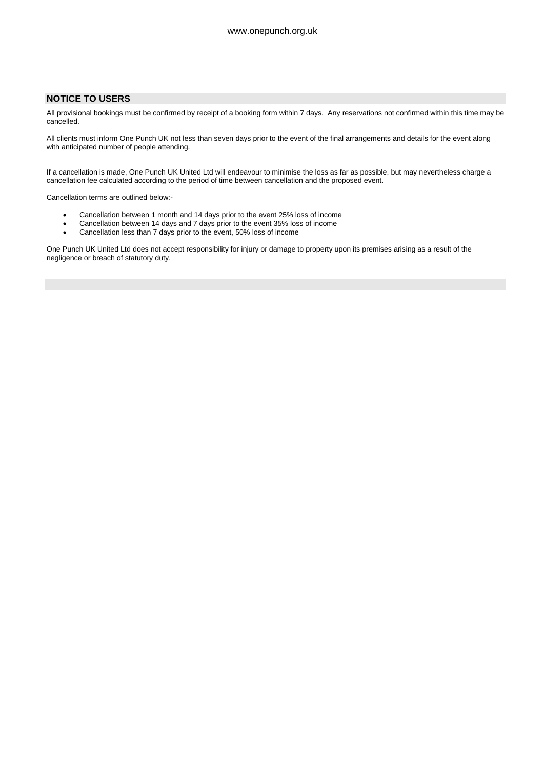www.onepunch.org.uk

## NOTICE TO USERS

All provisional bookings must be confirmed by receipt of a booking form within 7 days. Any reservations not confirmed within this time may be cancelled.

All clients must inform One Punch UK not less than seven days prior to the event of the final arrangements and details for the event along with anticipated number of people attending.

If a cancellation is made, One Punch UK United Ltd will endeavour to minimise the loss as far as possible, but may nevertheless charge a cancellation fee calculated according to the period of time between cancellation and the proposed event.

Cancellation terms are outlined below:-

- Cancellation between 1 month and 14 days prior to the event 25% loss of income
- Cancellation between 14 days and 7 days prior to the event 35% loss of income
- Cancellation less than 7 days prior to the event, 50% loss of income

One Punch UK United Ltd does not accept responsibility for injury or damage to property upon its premises arising as a result of the negligence or breach of statutory duty.